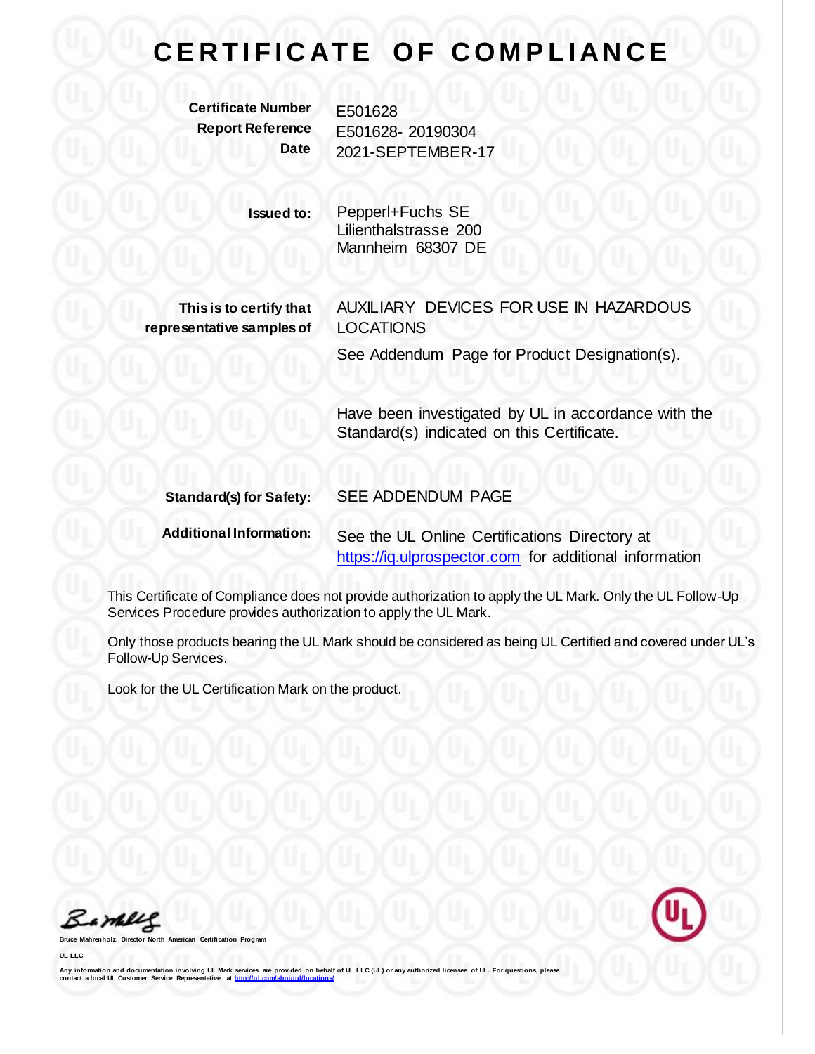# CERTIFICATE OF COMPLIANCE

| | |
|---|---|
| **Certificate Number** | E501628 |
| **Report Reference** | E501628- 20190304 |
| **Date** | 2021-SEPTEMBER-17 |

**Issued to:**
Pepperl+Fuchs SE
Lilienthalstrasse 200
Mannheim 68307 DE

**This is to certify that representative samples of**
AUXILIARY DEVICES FOR USE IN HAZARDOUS LOCATIONS

See Addendum Page for Product Designation(s).

Have been investigated by UL in accordance with the Standard(s) indicated on this Certificate.

**Standard(s) for Safety:** SEE ADDENDUM PAGE

**Additional Information:** See the UL Online Certifications Directory at https://iq.ulprospector.com for additional information

This Certificate of Compliance does not provide authorization to apply the UL Mark. Only the UL Follow-Up Services Procedure provides authorization to apply the UL Mark.

Only those products bearing the UL Mark should be considered as being UL Certified and covered under UL's Follow-Up Services.

Look for the UL Certification Mark on the product.

Bruce Mahrenholz, Director North American Certification Program

UL LLC

Any information and documentation involving UL Mark services are provided on behalf of UL LLC (UL) or any authorized licensee of UL. For questions, please contact a local UL Customer Service Representative at http://ul.com/aboutul/locations/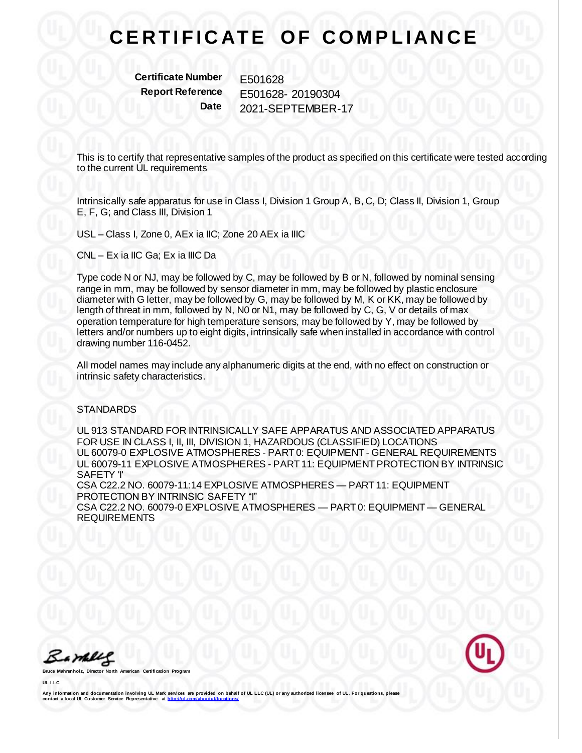# CERTIFICATE OF COMPLIANCE

**Certificate Number** E501628
**Report Reference** E501628- 20190304
**Date** 2021-SEPTEMBER-17

This is to certify that representative samples of the product as specified on this certificate were tested according to the current UL requirements

Intrinsically safe apparatus for use in Class I, Division 1 Group A, B, C, D; Class II, Division 1, Group E, F, G; and Class III, Division 1

USL – Class I, Zone 0, AEx ia IIC; Zone 20 AEx ia IIIC

CNL – Ex ia IIC Ga; Ex ia IIIC Da

Type code N or NJ, may be followed by C, may be followed by B or N, followed by nominal sensing range in mm, may be followed by sensor diameter in mm, may be followed by plastic enclosure diameter with G letter, may be followed by G, may be followed by M, K or KK, may be followed by length of threat in mm, followed by N, N0 or N1, may be followed by C, G, V or details of max operation temperature for high temperature sensors, may be followed by Y, may be followed by letters and/or numbers up to eight digits, intrinsically safe when installed in accordance with control drawing number 116-0452.

All model names may include any alphanumeric digits at the end, with no effect on construction or intrinsic safety characteristics.

STANDARDS

UL 913 STANDARD FOR INTRINSICALLY SAFE APPARATUS AND ASSOCIATED APPARATUS FOR USE IN CLASS I, II, III, DIVISION 1, HAZARDOUS (CLASSIFIED) LOCATIONS
UL 60079-0 EXPLOSIVE ATMOSPHERES - PART 0: EQUIPMENT - GENERAL REQUIREMENTS
UL 60079-11 EXPLOSIVE ATMOSPHERES - PART 11: EQUIPMENT PROTECTION BY INTRINSIC SAFETY 'I'
CSA C22.2 NO. 60079-11:14 EXPLOSIVE ATMOSPHERES — PART 11: EQUIPMENT PROTECTION BY INTRINSIC SAFETY "I"
CSA C22.2 NO. 60079-0 EXPLOSIVE ATMOSPHERES — PART 0: EQUIPMENT — GENERAL REQUIREMENTS

Bruce Mahrenholz, Director North American Certification Program

UL LLC

Any information and documentation involving UL Mark services are provided on behalf of UL LLC (UL) or any authorized licensee of UL. For questions, please contact a local UL Customer Service Representative at http://ul.com/aboutul/locations/